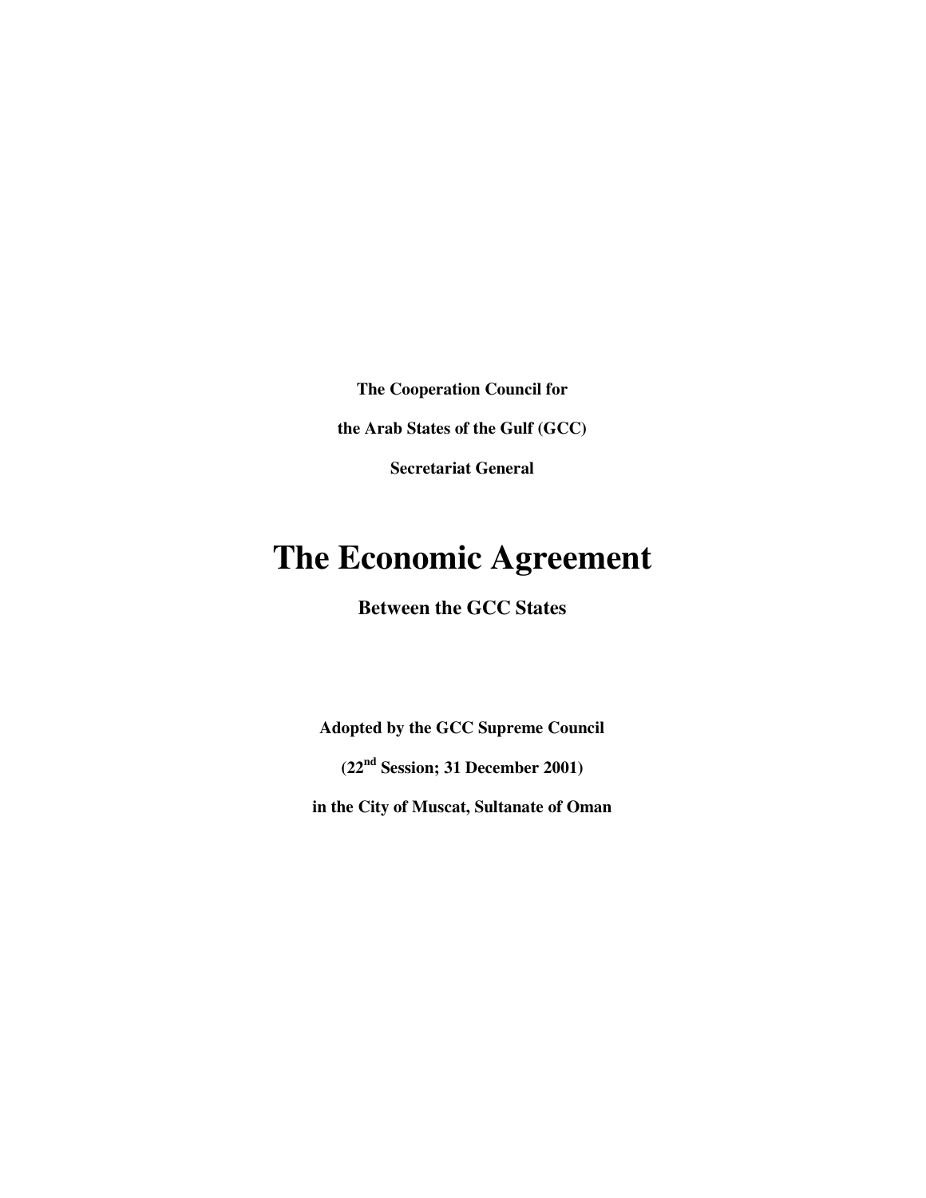**The Cooperation Council for**

**the Arab States of the Gulf (GCC)**

**Secretariat General**

# The Economic Agreement

## Between the GCC States

**Adopted by the GCC Supreme Council**

**(22nd Session; 31 December 2001)**

**in the City of Muscat, Sultanate of Oman**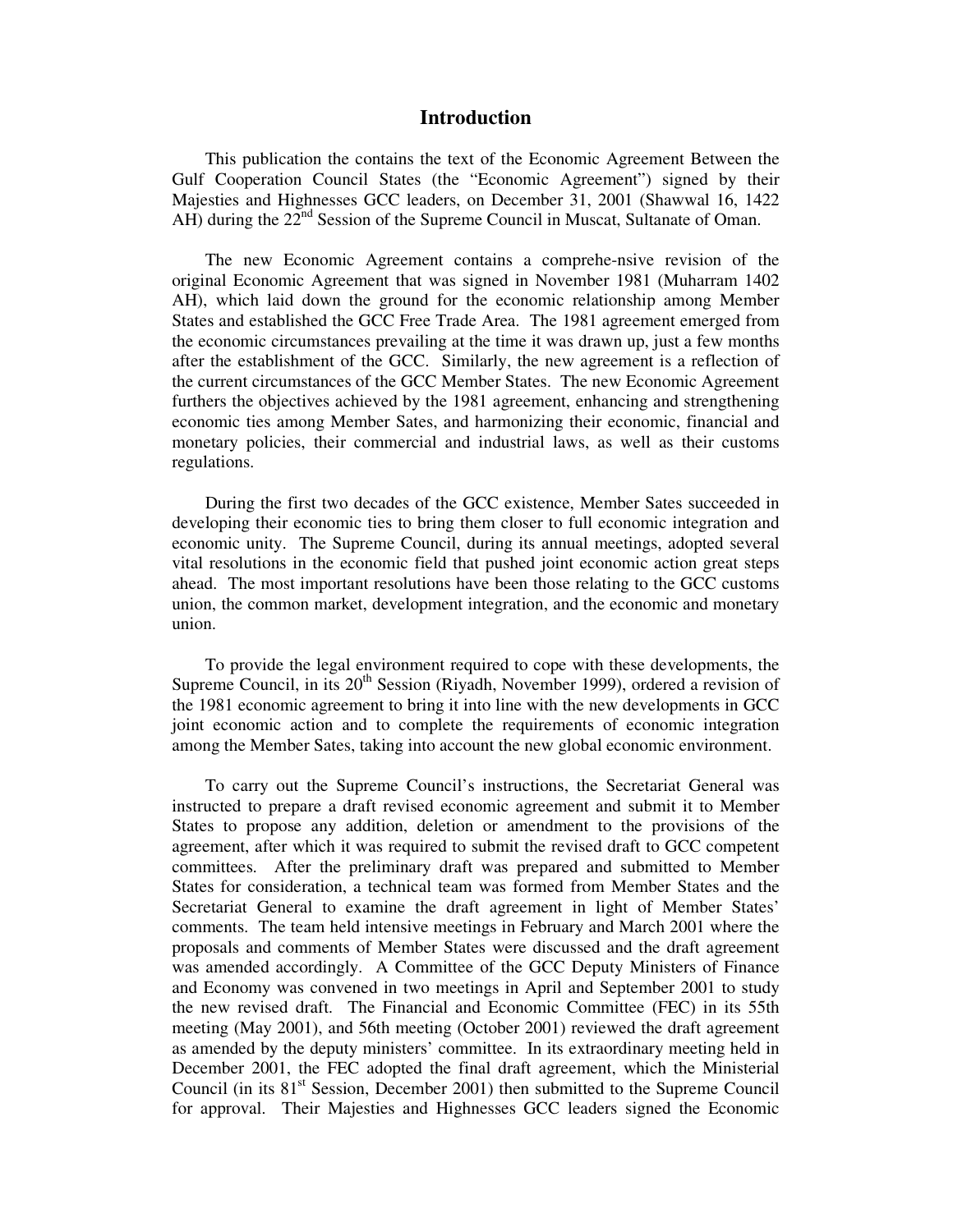# Introduction

This publication the contains the text of the Economic Agreement Between the Gulf Cooperation Council States (the "Economic Agreement") signed by their Majesties and Highnesses GCC leaders, on December 31, 2001 (Shawwal 16, 1422 AH) during the 22nd Session of the Supreme Council in Muscat, Sultanate of Oman.

The new Economic Agreement contains a comprehe-nsive revision of the original Economic Agreement that was signed in November 1981 (Muharram 1402 AH), which laid down the ground for the economic relationship among Member States and established the GCC Free Trade Area. The 1981 agreement emerged from the economic circumstances prevailing at the time it was drawn up, just a few months after the establishment of the GCC. Similarly, the new agreement is a reflection of the current circumstances of the GCC Member States. The new Economic Agreement furthers the objectives achieved by the 1981 agreement, enhancing and strengthening economic ties among Member Sates, and harmonizing their economic, financial and monetary policies, their commercial and industrial laws, as well as their customs regulations.

During the first two decades of the GCC existence, Member Sates succeeded in developing their economic ties to bring them closer to full economic integration and economic unity. The Supreme Council, during its annual meetings, adopted several vital resolutions in the economic field that pushed joint economic action great steps ahead. The most important resolutions have been those relating to the GCC customs union, the common market, development integration, and the economic and monetary union.

To provide the legal environment required to cope with these developments, the Supreme Council, in its 20th Session (Riyadh, November 1999), ordered a revision of the 1981 economic agreement to bring it into line with the new developments in GCC joint economic action and to complete the requirements of economic integration among the Member Sates, taking into account the new global economic environment.

To carry out the Supreme Council's instructions, the Secretariat General was instructed to prepare a draft revised economic agreement and submit it to Member States to propose any addition, deletion or amendment to the provisions of the agreement, after which it was required to submit the revised draft to GCC competent committees. After the preliminary draft was prepared and submitted to Member States for consideration, a technical team was formed from Member States and the Secretariat General to examine the draft agreement in light of Member States' comments. The team held intensive meetings in February and March 2001 where the proposals and comments of Member States were discussed and the draft agreement was amended accordingly. A Committee of the GCC Deputy Ministers of Finance and Economy was convened in two meetings in April and September 2001 to study the new revised draft. The Financial and Economic Committee (FEC) in its 55th meeting (May 2001), and 56th meeting (October 2001) reviewed the draft agreement as amended by the deputy ministers' committee. In its extraordinary meeting held in December 2001, the FEC adopted the final draft agreement, which the Ministerial Council (in its 81st Session, December 2001) then submitted to the Supreme Council for approval. Their Majesties and Highnesses GCC leaders signed the Economic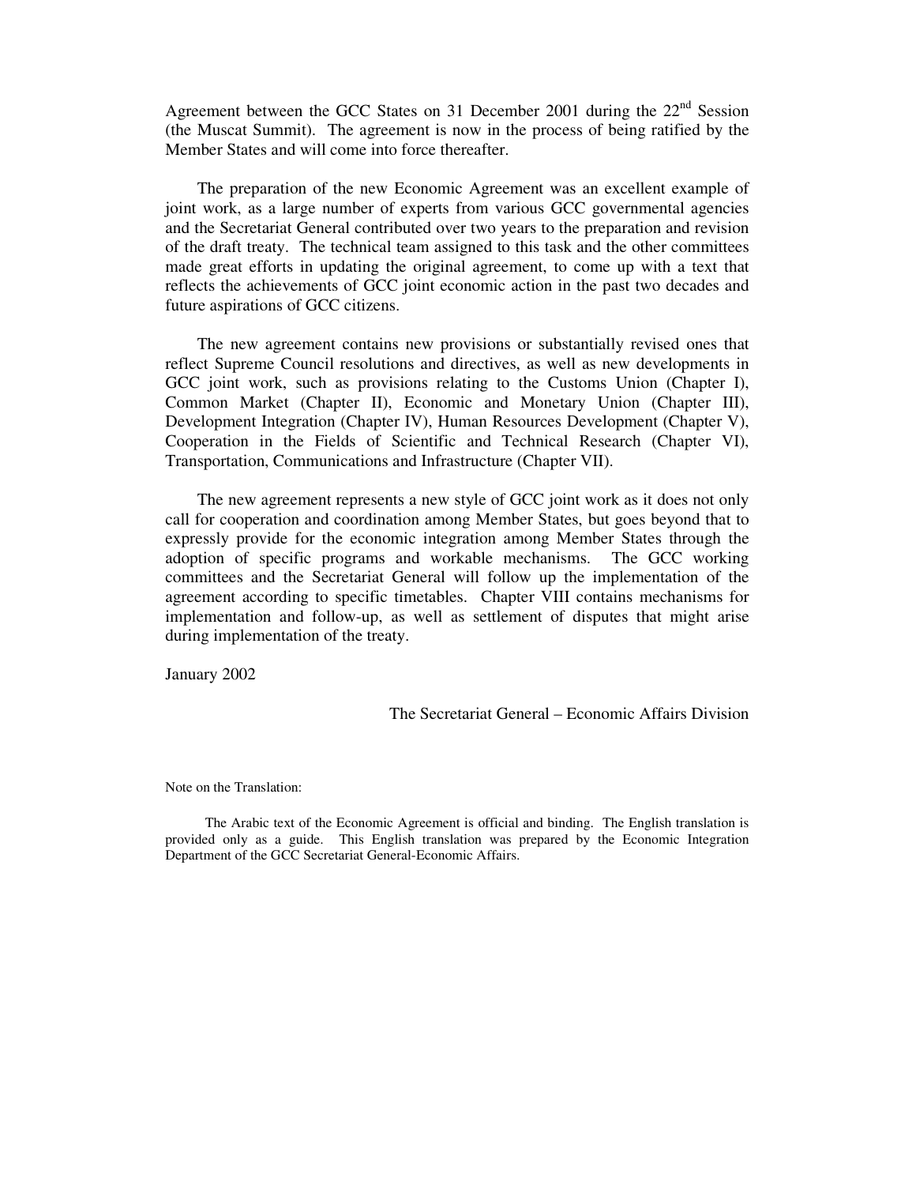Agreement between the GCC States on 31 December 2001 during the 22nd Session (the Muscat Summit). The agreement is now in the process of being ratified by the Member States and will come into force thereafter.

The preparation of the new Economic Agreement was an excellent example of joint work, as a large number of experts from various GCC governmental agencies and the Secretariat General contributed over two years to the preparation and revision of the draft treaty. The technical team assigned to this task and the other committees made great efforts in updating the original agreement, to come up with a text that reflects the achievements of GCC joint economic action in the past two decades and future aspirations of GCC citizens.

The new agreement contains new provisions or substantially revised ones that reflect Supreme Council resolutions and directives, as well as new developments in GCC joint work, such as provisions relating to the Customs Union (Chapter I), Common Market (Chapter II), Economic and Monetary Union (Chapter III), Development Integration (Chapter IV), Human Resources Development (Chapter V), Cooperation in the Fields of Scientific and Technical Research (Chapter VI), Transportation, Communications and Infrastructure (Chapter VII).

The new agreement represents a new style of GCC joint work as it does not only call for cooperation and coordination among Member States, but goes beyond that to expressly provide for the economic integration among Member States through the adoption of specific programs and workable mechanisms. The GCC working committees and the Secretariat General will follow up the implementation of the agreement according to specific timetables. Chapter VIII contains mechanisms for implementation and follow-up, as well as settlement of disputes that might arise during implementation of the treaty.

January 2002

The Secretariat General – Economic Affairs Division

Note on the Translation:

The Arabic text of the Economic Agreement is official and binding. The English translation is provided only as a guide. This English translation was prepared by the Economic Integration Department of the GCC Secretariat General-Economic Affairs.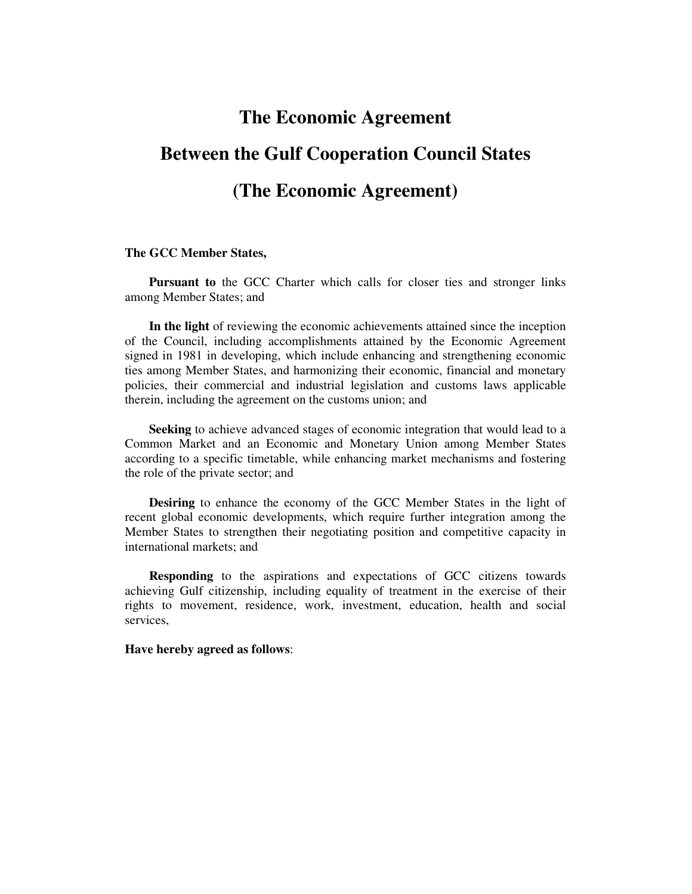# The Economic Agreement

# Between the Gulf Cooperation Council States

# (The Economic Agreement)

**The GCC Member States,**

**Pursuant to** the GCC Charter which calls for closer ties and stronger links among Member States; and

**In the light** of reviewing the economic achievements attained since the inception of the Council, including accomplishments attained by the Economic Agreement signed in 1981 in developing, which include enhancing and strengthening economic ties among Member States, and harmonizing their economic, financial and monetary policies, their commercial and industrial legislation and customs laws applicable therein, including the agreement on the customs union; and

**Seeking** to achieve advanced stages of economic integration that would lead to a Common Market and an Economic and Monetary Union among Member States according to a specific timetable, while enhancing market mechanisms and fostering the role of the private sector; and

**Desiring** to enhance the economy of the GCC Member States in the light of recent global economic developments, which require further integration among the Member States to strengthen their negotiating position and competitive capacity in international markets; and

**Responding** to the aspirations and expectations of GCC citizens towards achieving Gulf citizenship, including equality of treatment in the exercise of their rights to movement, residence, work, investment, education, health and social services,

**Have hereby agreed as follows**: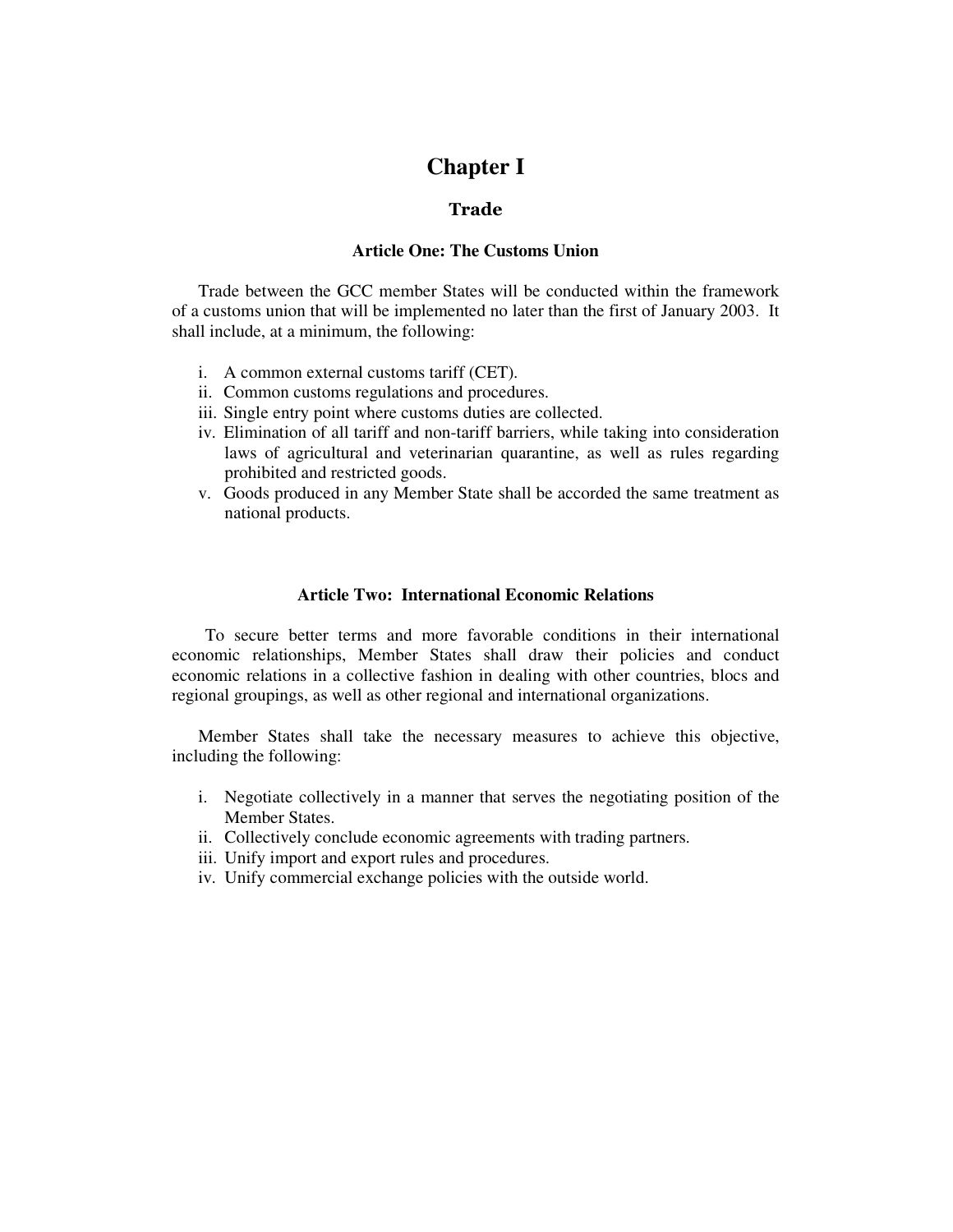# Chapter I

## Trade

### Article One: The Customs Union

Trade between the GCC member States will be conducted within the framework of a customs union that will be implemented no later than the first of January 2003. It shall include, at a minimum, the following:

i. A common external customs tariff (CET).
ii. Common customs regulations and procedures.
iii. Single entry point where customs duties are collected.
iv. Elimination of all tariff and non-tariff barriers, while taking into consideration laws of agricultural and veterinarian quarantine, as well as rules regarding prohibited and restricted goods.
v. Goods produced in any Member State shall be accorded the same treatment as national products.

### Article Two: International Economic Relations

To secure better terms and more favorable conditions in their international economic relationships, Member States shall draw their policies and conduct economic relations in a collective fashion in dealing with other countries, blocs and regional groupings, as well as other regional and international organizations.

Member States shall take the necessary measures to achieve this objective, including the following:

i. Negotiate collectively in a manner that serves the negotiating position of the Member States.
ii. Collectively conclude economic agreements with trading partners.
iii. Unify import and export rules and procedures.
iv. Unify commercial exchange policies with the outside world.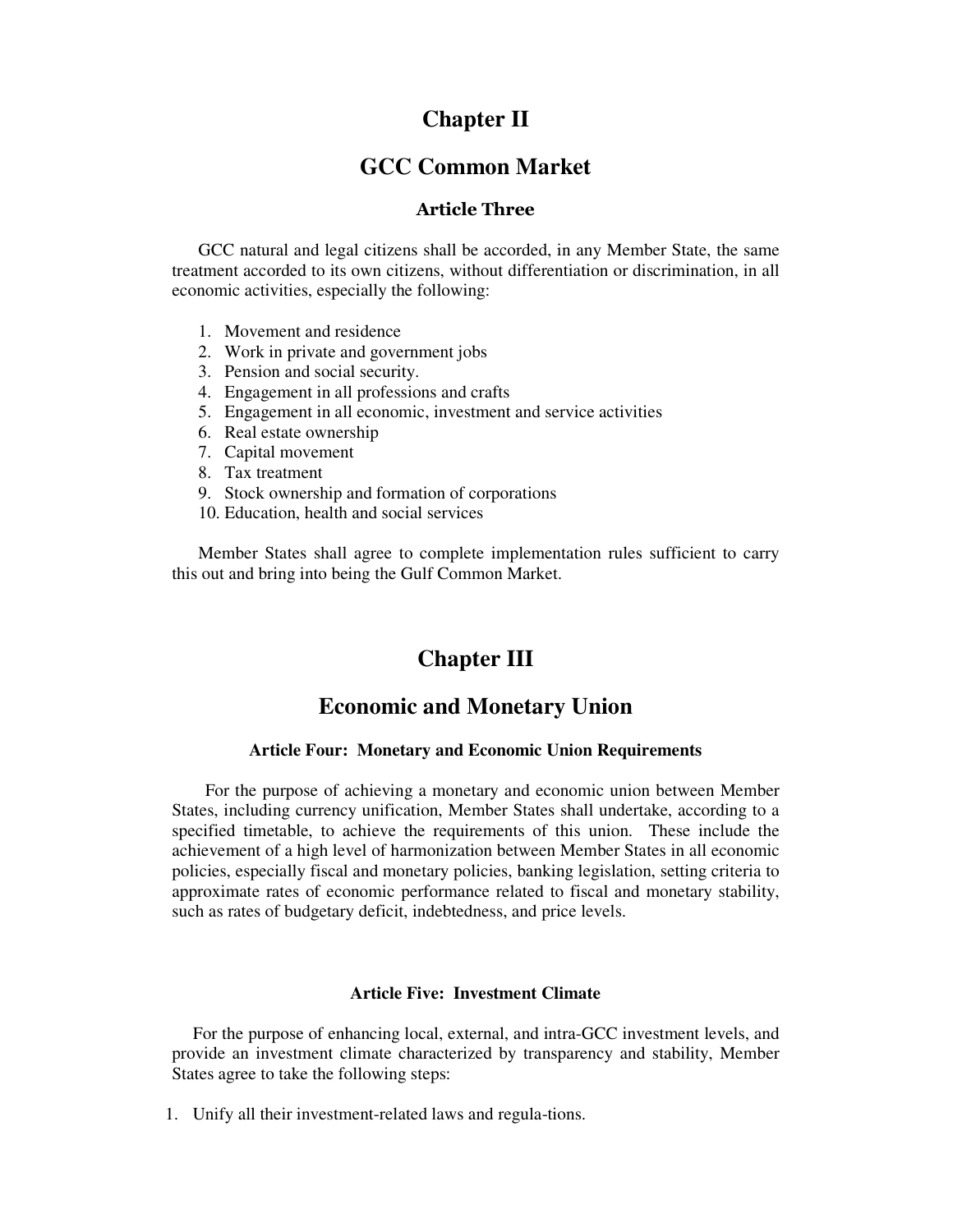# Chapter II

# GCC Common Market

### Article Three

GCC natural and legal citizens shall be accorded, in any Member State, the same treatment accorded to its own citizens, without differentiation or discrimination, in all economic activities, especially the following:

1. Movement and residence
2. Work in private and government jobs
3. Pension and social security.
4. Engagement in all professions and crafts
5. Engagement in all economic, investment and service activities
6. Real estate ownership
7. Capital movement
8. Tax treatment
9. Stock ownership and formation of corporations
10. Education, health and social services

Member States shall agree to complete implementation rules sufficient to carry this out and bring into being the Gulf Common Market.

# Chapter III

# Economic and Monetary Union

### Article Four: Monetary and Economic Union Requirements

For the purpose of achieving a monetary and economic union between Member States, including currency unification, Member States shall undertake, according to a specified timetable, to achieve the requirements of this union. These include the achievement of a high level of harmonization between Member States in all economic policies, especially fiscal and monetary policies, banking legislation, setting criteria to approximate rates of economic performance related to fiscal and monetary stability, such as rates of budgetary deficit, indebtedness, and price levels.

### Article Five: Investment Climate

For the purpose of enhancing local, external, and intra-GCC investment levels, and provide an investment climate characterized by transparency and stability, Member States agree to take the following steps:

1. Unify all their investment-related laws and regula-tions.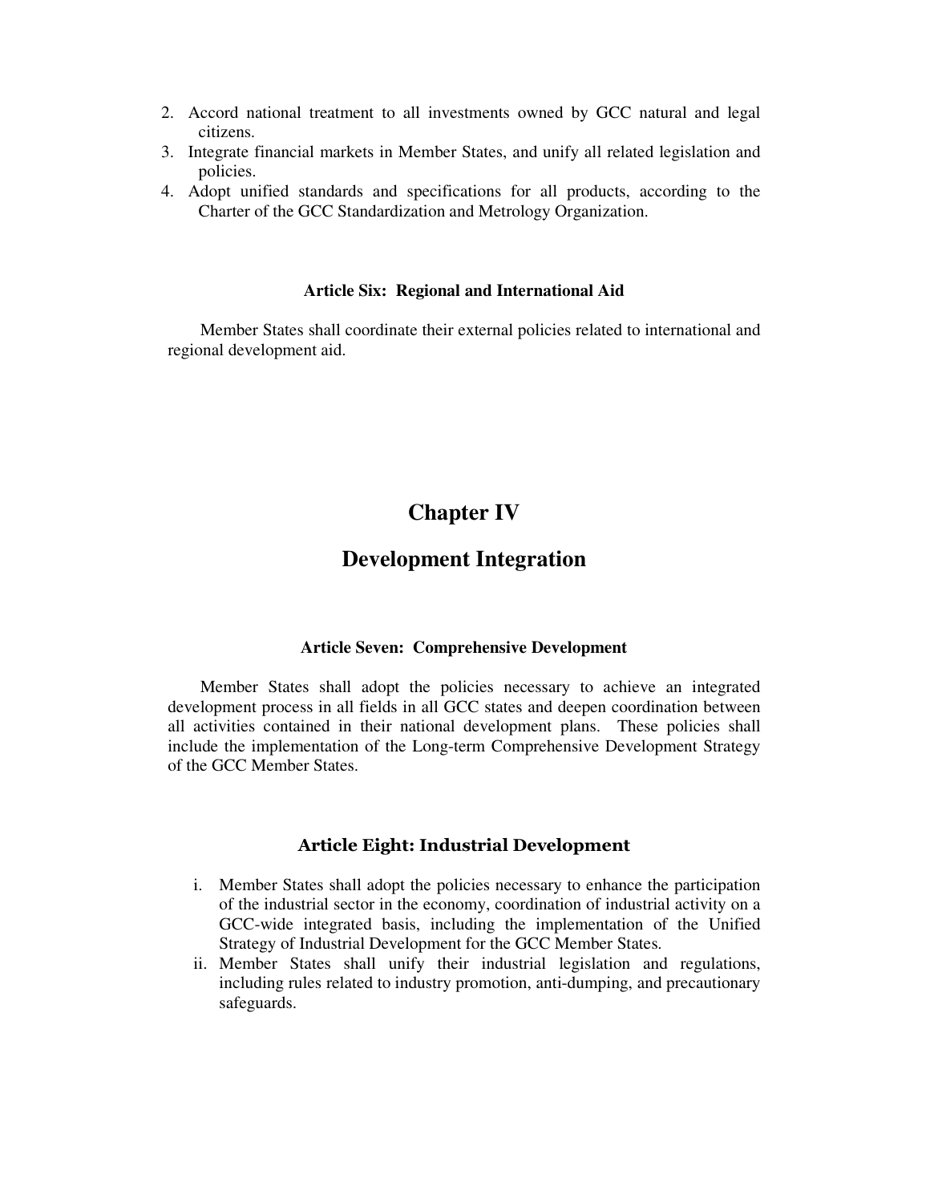2. Accord national treatment to all investments owned by GCC natural and legal citizens.
3. Integrate financial markets in Member States, and unify all related legislation and policies.
4. Adopt unified standards and specifications for all products, according to the Charter of the GCC Standardization and Metrology Organization.

### Article Six: Regional and International Aid

Member States shall coordinate their external policies related to international and regional development aid.

# Chapter IV

# Development Integration

### Article Seven: Comprehensive Development

Member States shall adopt the policies necessary to achieve an integrated development process in all fields in all GCC states and deepen coordination between all activities contained in their national development plans. These policies shall include the implementation of the Long-term Comprehensive Development Strategy of the GCC Member States.

### Article Eight: Industrial Development

i. Member States shall adopt the policies necessary to enhance the participation of the industrial sector in the economy, coordination of industrial activity on a GCC-wide integrated basis, including the implementation of the Unified Strategy of Industrial Development for the GCC Member States.
ii. Member States shall unify their industrial legislation and regulations, including rules related to industry promotion, anti-dumping, and precautionary safeguards.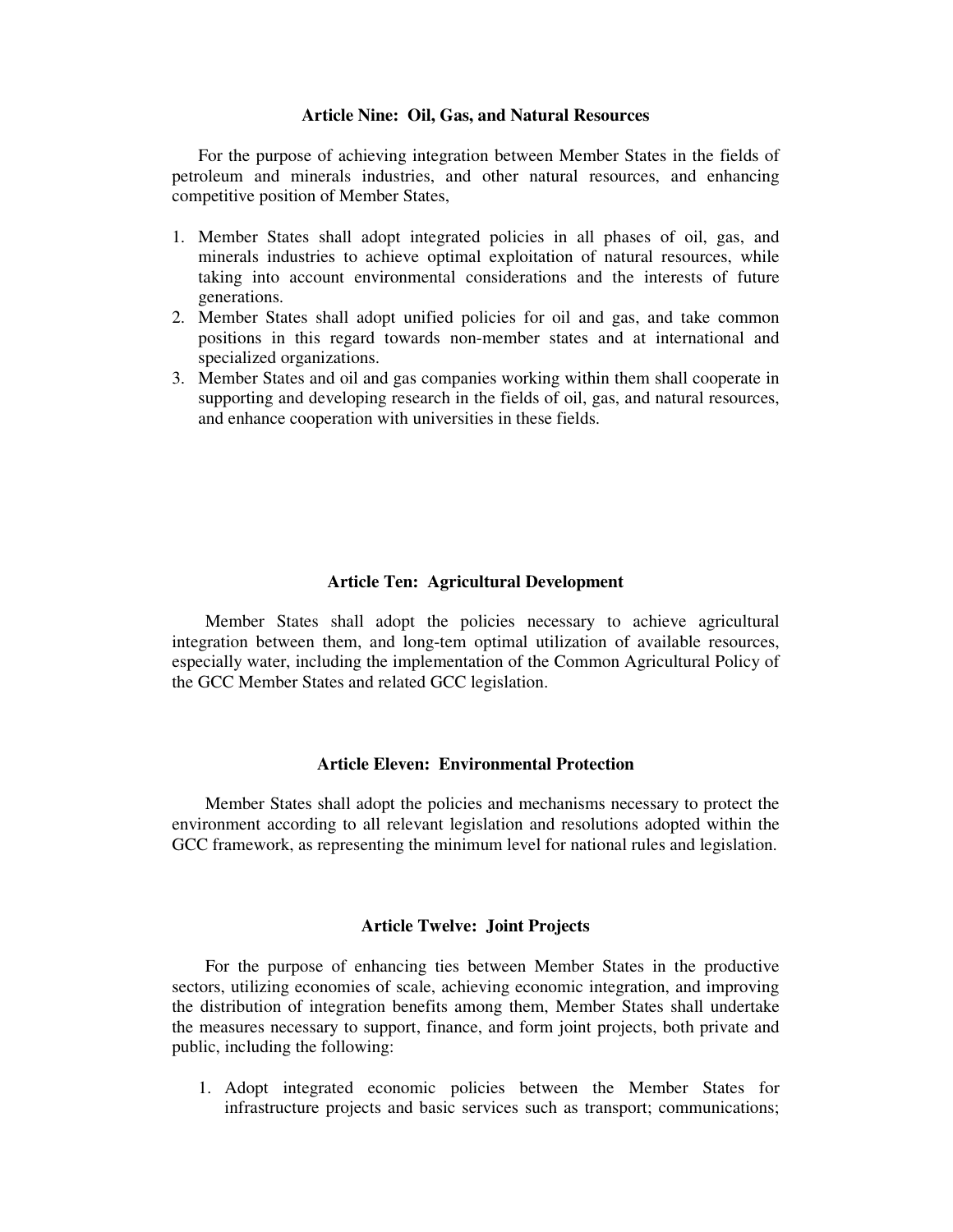### Article Nine: Oil, Gas, and Natural Resources

For the purpose of achieving integration between Member States in the fields of petroleum and minerals industries, and other natural resources, and enhancing competitive position of Member States,

1. Member States shall adopt integrated policies in all phases of oil, gas, and minerals industries to achieve optimal exploitation of natural resources, while taking into account environmental considerations and the interests of future generations.
2. Member States shall adopt unified policies for oil and gas, and take common positions in this regard towards non-member states and at international and specialized organizations.
3. Member States and oil and gas companies working within them shall cooperate in supporting and developing research in the fields of oil, gas, and natural resources, and enhance cooperation with universities in these fields.

### Article Ten: Agricultural Development

Member States shall adopt the policies necessary to achieve agricultural integration between them, and long-tem optimal utilization of available resources, especially water, including the implementation of the Common Agricultural Policy of the GCC Member States and related GCC legislation.

### Article Eleven: Environmental Protection

Member States shall adopt the policies and mechanisms necessary to protect the environment according to all relevant legislation and resolutions adopted within the GCC framework, as representing the minimum level for national rules and legislation.

### Article Twelve: Joint Projects

For the purpose of enhancing ties between Member States in the productive sectors, utilizing economies of scale, achieving economic integration, and improving the distribution of integration benefits among them, Member States shall undertake the measures necessary to support, finance, and form joint projects, both private and public, including the following:

1. Adopt integrated economic policies between the Member States for infrastructure projects and basic services such as transport; communications;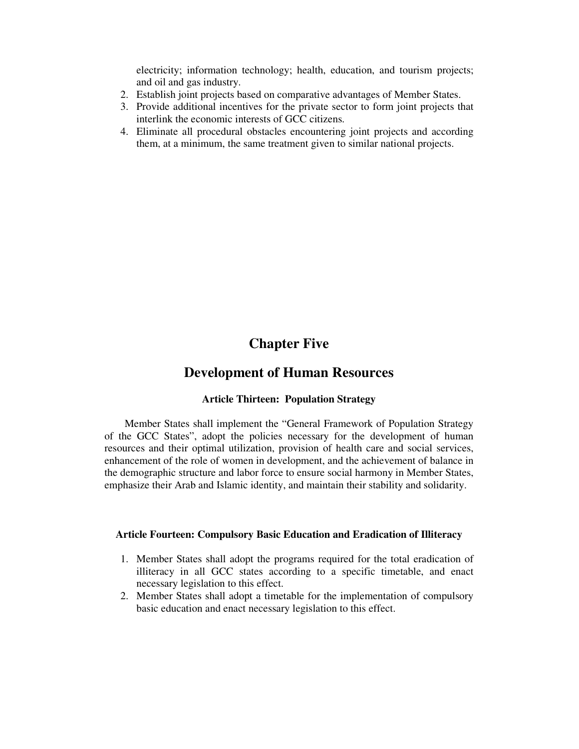electricity; information technology; health, education, and tourism projects; and oil and gas industry.

2. Establish joint projects based on comparative advantages of Member States.
3. Provide additional incentives for the private sector to form joint projects that interlink the economic interests of GCC citizens.
4. Eliminate all procedural obstacles encountering joint projects and according them, at a minimum, the same treatment given to similar national projects.

# Chapter Five

# Development of Human Resources

### Article Thirteen: Population Strategy

Member States shall implement the "General Framework of Population Strategy of the GCC States", adopt the policies necessary for the development of human resources and their optimal utilization, provision of health care and social services, enhancement of the role of women in development, and the achievement of balance in the demographic structure and labor force to ensure social harmony in Member States, emphasize their Arab and Islamic identity, and maintain their stability and solidarity.

### Article Fourteen: Compulsory Basic Education and Eradication of Illiteracy

1. Member States shall adopt the programs required for the total eradication of illiteracy in all GCC states according to a specific timetable, and enact necessary legislation to this effect.
2. Member States shall adopt a timetable for the implementation of compulsory basic education and enact necessary legislation to this effect.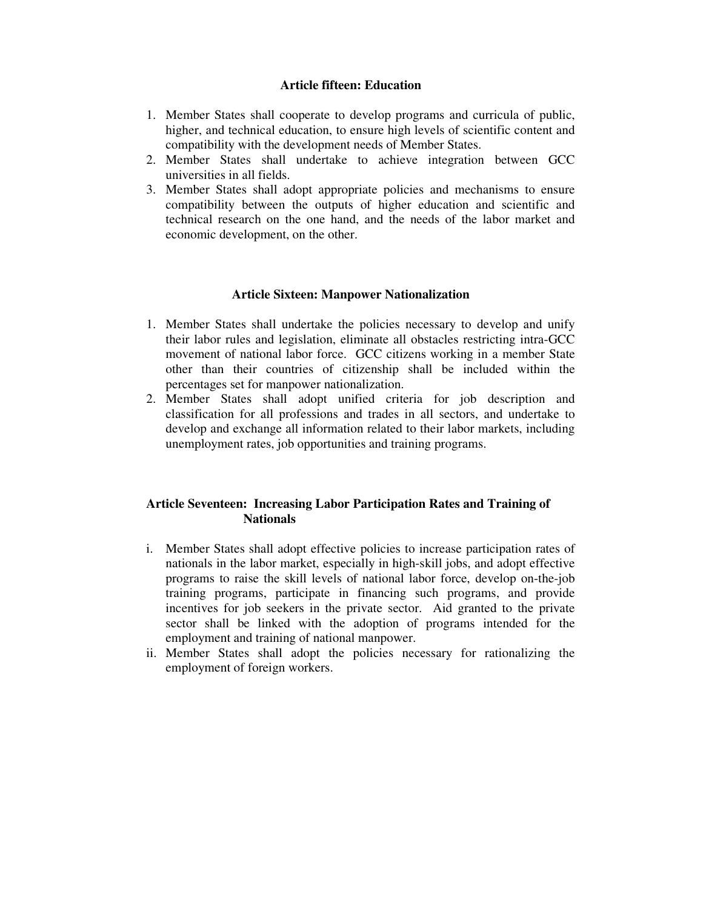### Article fifteen: Education

1. Member States shall cooperate to develop programs and curricula of public, higher, and technical education, to ensure high levels of scientific content and compatibility with the development needs of Member States.
2. Member States shall undertake to achieve integration between GCC universities in all fields.
3. Member States shall adopt appropriate policies and mechanisms to ensure compatibility between the outputs of higher education and scientific and technical research on the one hand, and the needs of the labor market and economic development, on the other.

### Article Sixteen: Manpower Nationalization

1. Member States shall undertake the policies necessary to develop and unify their labor rules and legislation, eliminate all obstacles restricting intra-GCC movement of national labor force. GCC citizens working in a member State other than their countries of citizenship shall be included within the percentages set for manpower nationalization.
2. Member States shall adopt unified criteria for job description and classification for all professions and trades in all sectors, and undertake to develop and exchange all information related to their labor markets, including unemployment rates, job opportunities and training programs.

### Article Seventeen: Increasing Labor Participation Rates and Training of Nationals

i. Member States shall adopt effective policies to increase participation rates of nationals in the labor market, especially in high-skill jobs, and adopt effective programs to raise the skill levels of national labor force, develop on-the-job training programs, participate in financing such programs, and provide incentives for job seekers in the private sector. Aid granted to the private sector shall be linked with the adoption of programs intended for the employment and training of national manpower.

ii. Member States shall adopt the policies necessary for rationalizing the employment of foreign workers.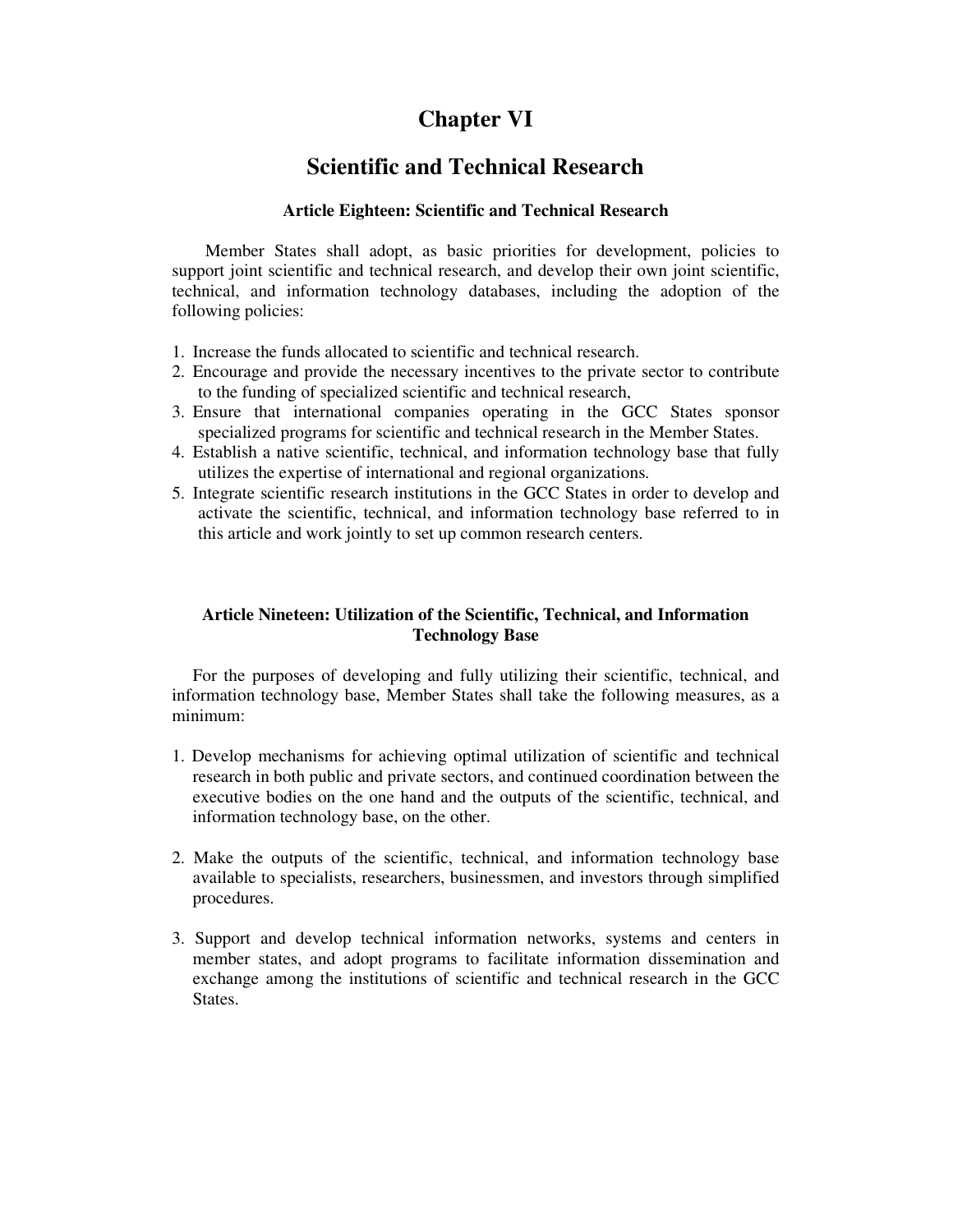# Chapter VI

# Scientific and Technical Research

### Article Eighteen: Scientific and Technical Research

Member States shall adopt, as basic priorities for development, policies to support joint scientific and technical research, and develop their own joint scientific, technical, and information technology databases, including the adoption of the following policies:

1. Increase the funds allocated to scientific and technical research.
2. Encourage and provide the necessary incentives to the private sector to contribute to the funding of specialized scientific and technical research,
3. Ensure that international companies operating in the GCC States sponsor specialized programs for scientific and technical research in the Member States.
4. Establish a native scientific, technical, and information technology base that fully utilizes the expertise of international and regional organizations.
5. Integrate scientific research institutions in the GCC States in order to develop and activate the scientific, technical, and information technology base referred to in this article and work jointly to set up common research centers.

### Article Nineteen: Utilization of the Scientific, Technical, and Information Technology Base

For the purposes of developing and fully utilizing their scientific, technical, and information technology base, Member States shall take the following measures, as a minimum:

1. Develop mechanisms for achieving optimal utilization of scientific and technical research in both public and private sectors, and continued coordination between the executive bodies on the one hand and the outputs of the scientific, technical, and information technology base, on the other.

2. Make the outputs of the scientific, technical, and information technology base available to specialists, researchers, businessmen, and investors through simplified procedures.

3. Support and develop technical information networks, systems and centers in member states, and adopt programs to facilitate information dissemination and exchange among the institutions of scientific and technical research in the GCC States.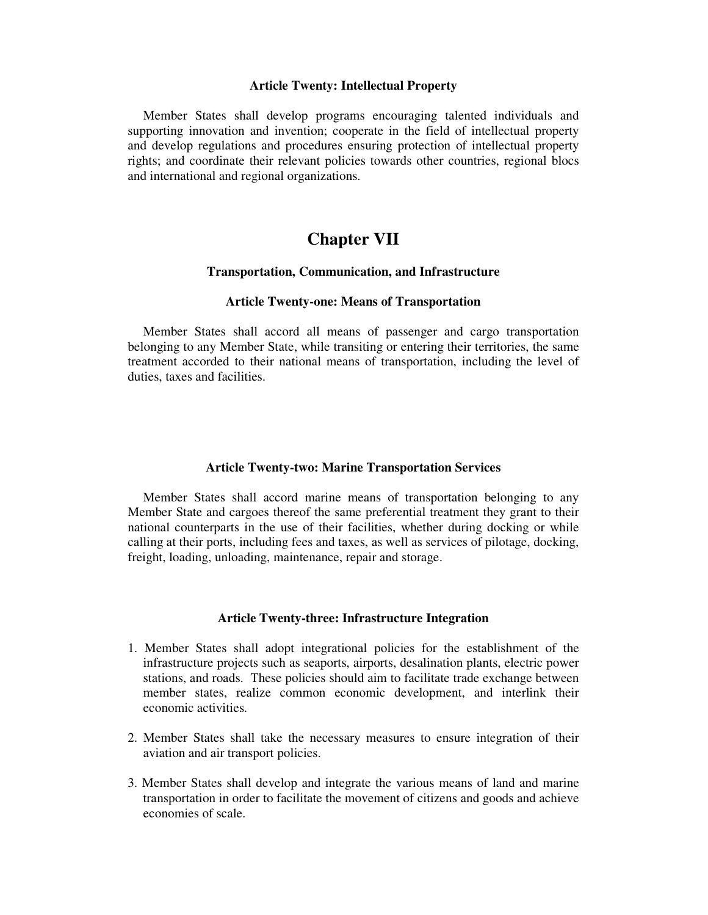### Article Twenty: Intellectual Property

Member States shall develop programs encouraging talented individuals and supporting innovation and invention; cooperate in the field of intellectual property and develop regulations and procedures ensuring protection of intellectual property rights; and coordinate their relevant policies towards other countries, regional blocs and international and regional organizations.

## Chapter VII

### Transportation, Communication, and Infrastructure

### Article Twenty-one: Means of Transportation

Member States shall accord all means of passenger and cargo transportation belonging to any Member State, while transiting or entering their territories, the same treatment accorded to their national means of transportation, including the level of duties, taxes and facilities.

### Article Twenty-two: Marine Transportation Services

Member States shall accord marine means of transportation belonging to any Member State and cargoes thereof the same preferential treatment they grant to their national counterparts in the use of their facilities, whether during docking or while calling at their ports, including fees and taxes, as well as services of pilotage, docking, freight, loading, unloading, maintenance, repair and storage.

### Article Twenty-three: Infrastructure Integration

1. Member States shall adopt integrational policies for the establishment of the infrastructure projects such as seaports, airports, desalination plants, electric power stations, and roads. These policies should aim to facilitate trade exchange between member states, realize common economic development, and interlink their economic activities.

2. Member States shall take the necessary measures to ensure integration of their aviation and air transport policies.

3. Member States shall develop and integrate the various means of land and marine transportation in order to facilitate the movement of citizens and goods and achieve economies of scale.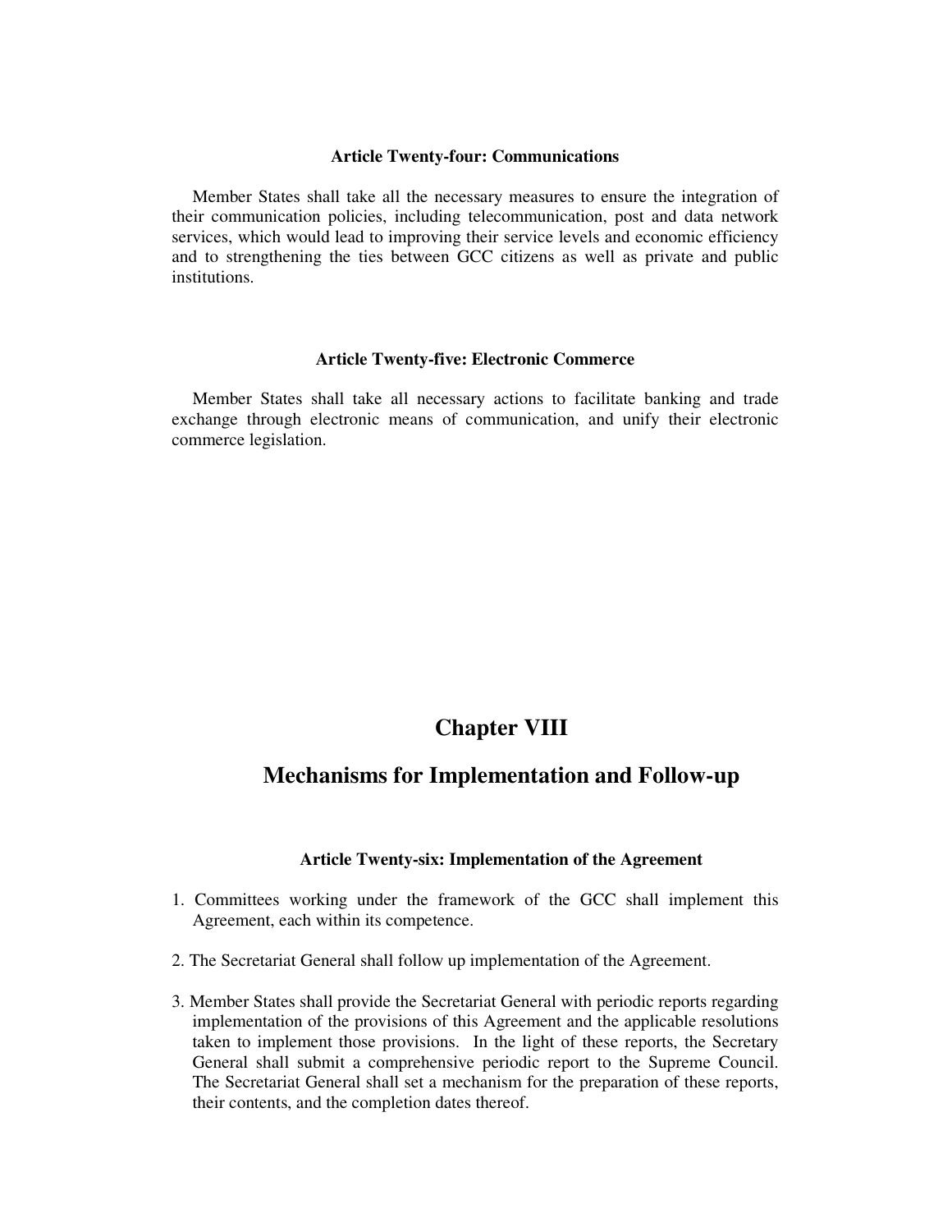#### Article Twenty-four: Communications

Member States shall take all the necessary measures to ensure the integration of their communication policies, including telecommunication, post and data network services, which would lead to improving their service levels and economic efficiency and to strengthening the ties between GCC citizens as well as private and public institutions.

#### Article Twenty-five: Electronic Commerce

Member States shall take all necessary actions to facilitate banking and trade exchange through electronic means of communication, and unify their electronic commerce legislation.

## Chapter VIII

## Mechanisms for Implementation and Follow-up

#### Article Twenty-six: Implementation of the Agreement

1. Committees working under the framework of the GCC shall implement this Agreement, each within its competence.
2. The Secretariat General shall follow up implementation of the Agreement.
3. Member States shall provide the Secretariat General with periodic reports regarding implementation of the provisions of this Agreement and the applicable resolutions taken to implement those provisions. In the light of these reports, the Secretary General shall submit a comprehensive periodic report to the Supreme Council. The Secretariat General shall set a mechanism for the preparation of these reports, their contents, and the completion dates thereof.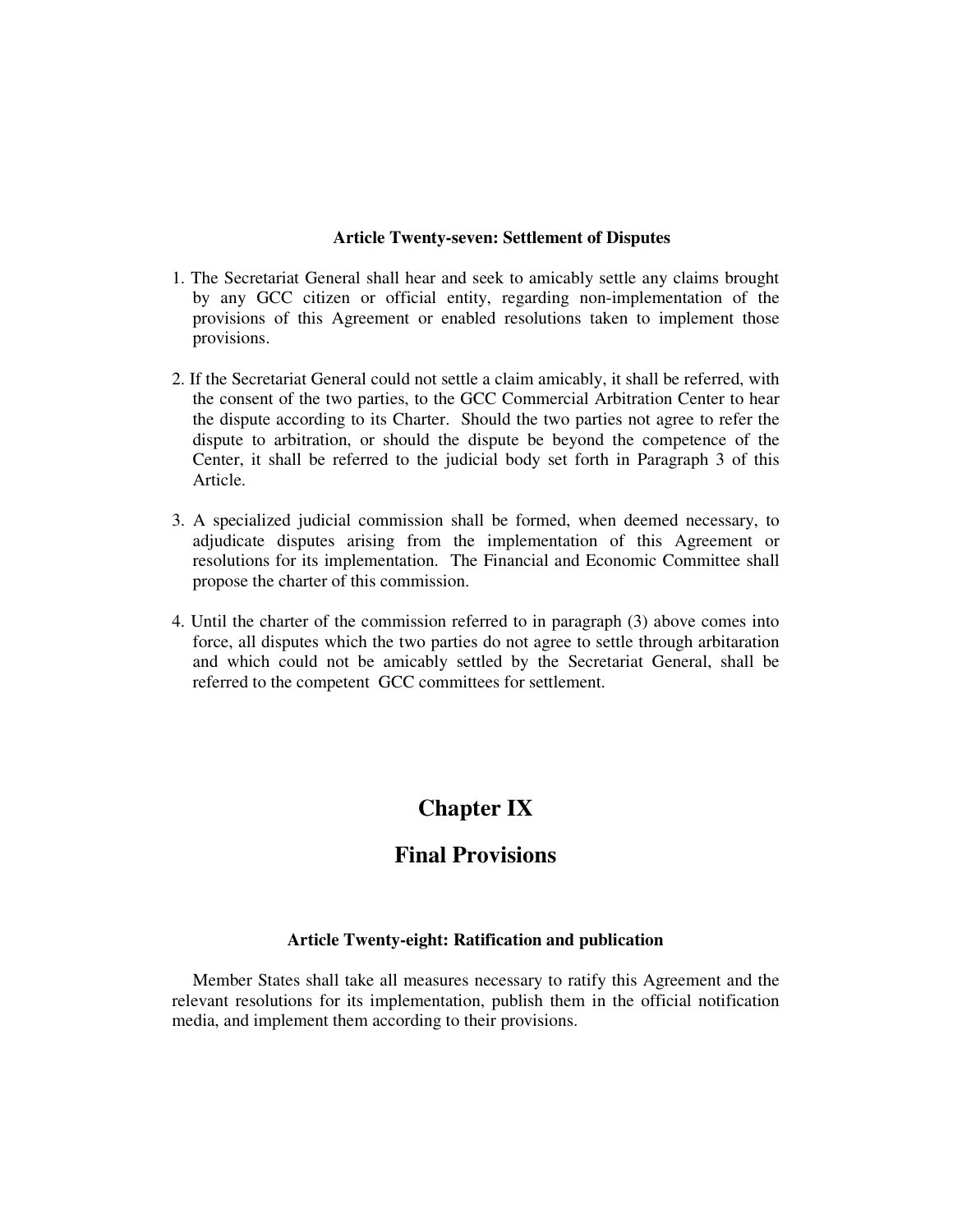### Article Twenty-seven: Settlement of Disputes

1. The Secretariat General shall hear and seek to amicably settle any claims brought by any GCC citizen or official entity, regarding non-implementation of the provisions of this Agreement or enabled resolutions taken to implement those provisions.

2. If the Secretariat General could not settle a claim amicably, it shall be referred, with the consent of the two parties, to the GCC Commercial Arbitration Center to hear the dispute according to its Charter. Should the two parties not agree to refer the dispute to arbitration, or should the dispute be beyond the competence of the Center, it shall be referred to the judicial body set forth in Paragraph 3 of this Article.

3. A specialized judicial commission shall be formed, when deemed necessary, to adjudicate disputes arising from the implementation of this Agreement or resolutions for its implementation. The Financial and Economic Committee shall propose the charter of this commission.

4. Until the charter of the commission referred to in paragraph (3) above comes into force, all disputes which the two parties do not agree to settle through arbitaration and which could not be amicably settled by the Secretariat General, shall be referred to the competent GCC committees for settlement.

## Chapter IX

## Final Provisions

### Article Twenty-eight: Ratification and publication

Member States shall take all measures necessary to ratify this Agreement and the relevant resolutions for its implementation, publish them in the official notification media, and implement them according to their provisions.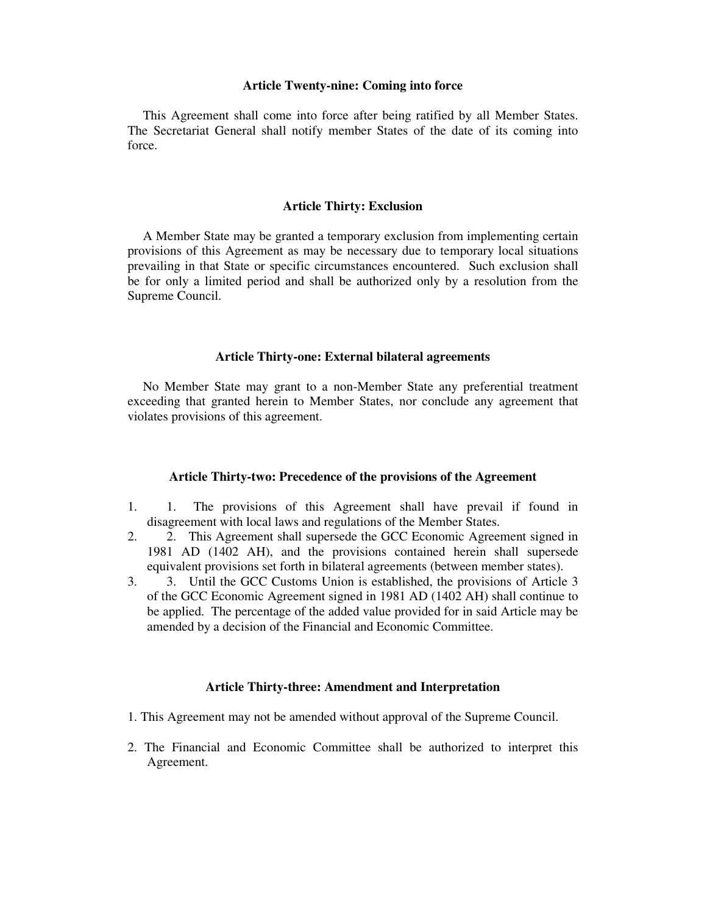## Article Twenty-nine: Coming into force

This Agreement shall come into force after being ratified by all Member States. The Secretariat General shall notify member States of the date of its coming into force.

## Article Thirty: Exclusion

A Member State may be granted a temporary exclusion from implementing certain provisions of this Agreement as may be necessary due to temporary local situations prevailing in that State or specific circumstances encountered. Such exclusion shall be for only a limited period and shall be authorized only by a resolution from the Supreme Council.

## Article Thirty-one: External bilateral agreements

No Member State may grant to a non-Member State any preferential treatment exceeding that granted herein to Member States, nor conclude any agreement that violates provisions of this agreement.

## Article Thirty-two: Precedence of the provisions of the Agreement

1. 1. The provisions of this Agreement shall have prevail if found in disagreement with local laws and regulations of the Member States.
2. 2. This Agreement shall supersede the GCC Economic Agreement signed in 1981 AD (1402 AH), and the provisions contained herein shall supersede equivalent provisions set forth in bilateral agreements (between member states).
3. 3. Until the GCC Customs Union is established, the provisions of Article 3 of the GCC Economic Agreement signed in 1981 AD (1402 AH) shall continue to be applied. The percentage of the added value provided for in said Article may be amended by a decision of the Financial and Economic Committee.

## Article Thirty-three: Amendment and Interpretation

1. This Agreement may not be amended without approval of the Supreme Council.
2. The Financial and Economic Committee shall be authorized to interpret this Agreement.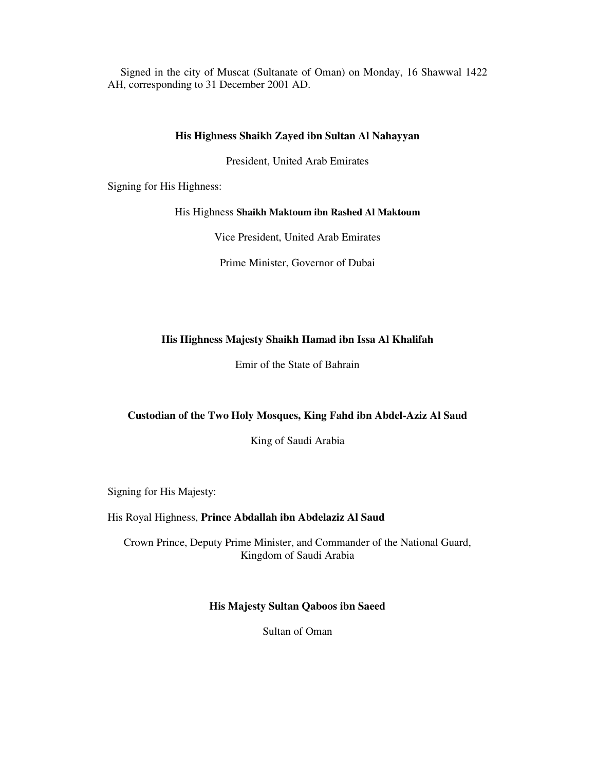Signed in the city of Muscat (Sultanate of Oman) on Monday, 16 Shawwal 1422 AH, corresponding to 31 December 2001 AD.

**His Highness Shaikh Zayed ibn Sultan Al Nahayyan**

President, United Arab Emirates

Signing for His Highness:

His Highness **Shaikh Maktoum ibn Rashed Al Maktoum**

Vice President, United Arab Emirates

Prime Minister, Governor of Dubai

**His Highness Majesty Shaikh Hamad ibn Issa Al Khalifah**

Emir of the State of Bahrain

**Custodian of the Two Holy Mosques, King Fahd ibn Abdel-Aziz Al Saud**

King of Saudi Arabia

Signing for His Majesty:

His Royal Highness, **Prince Abdallah ibn Abdelaziz Al Saud**

Crown Prince, Deputy Prime Minister, and Commander of the National Guard, Kingdom of Saudi Arabia

**His Majesty Sultan Qaboos ibn Saeed**

Sultan of Oman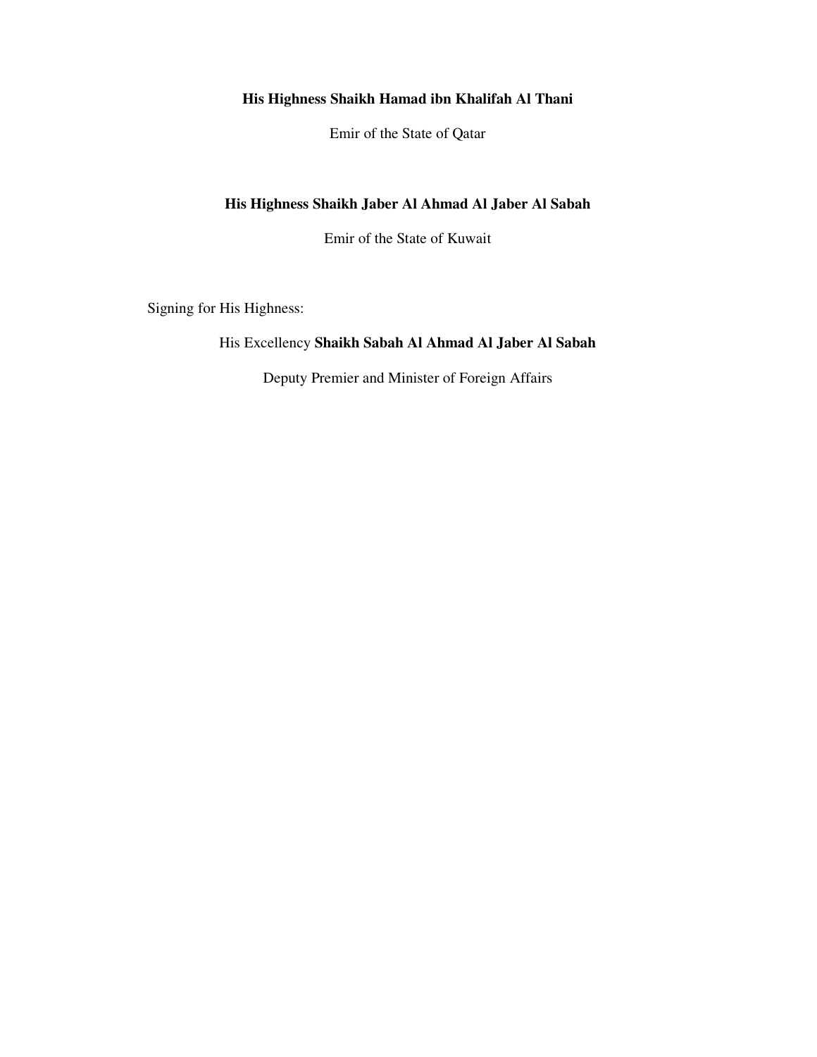**His Highness Shaikh Hamad ibn Khalifah Al Thani**

Emir of the State of Qatar

**His Highness Shaikh Jaber Al Ahmad Al Jaber Al Sabah**

Emir of the State of Kuwait

Signing for His Highness:

His Excellency **Shaikh Sabah Al Ahmad Al Jaber Al Sabah**

Deputy Premier and Minister of Foreign Affairs